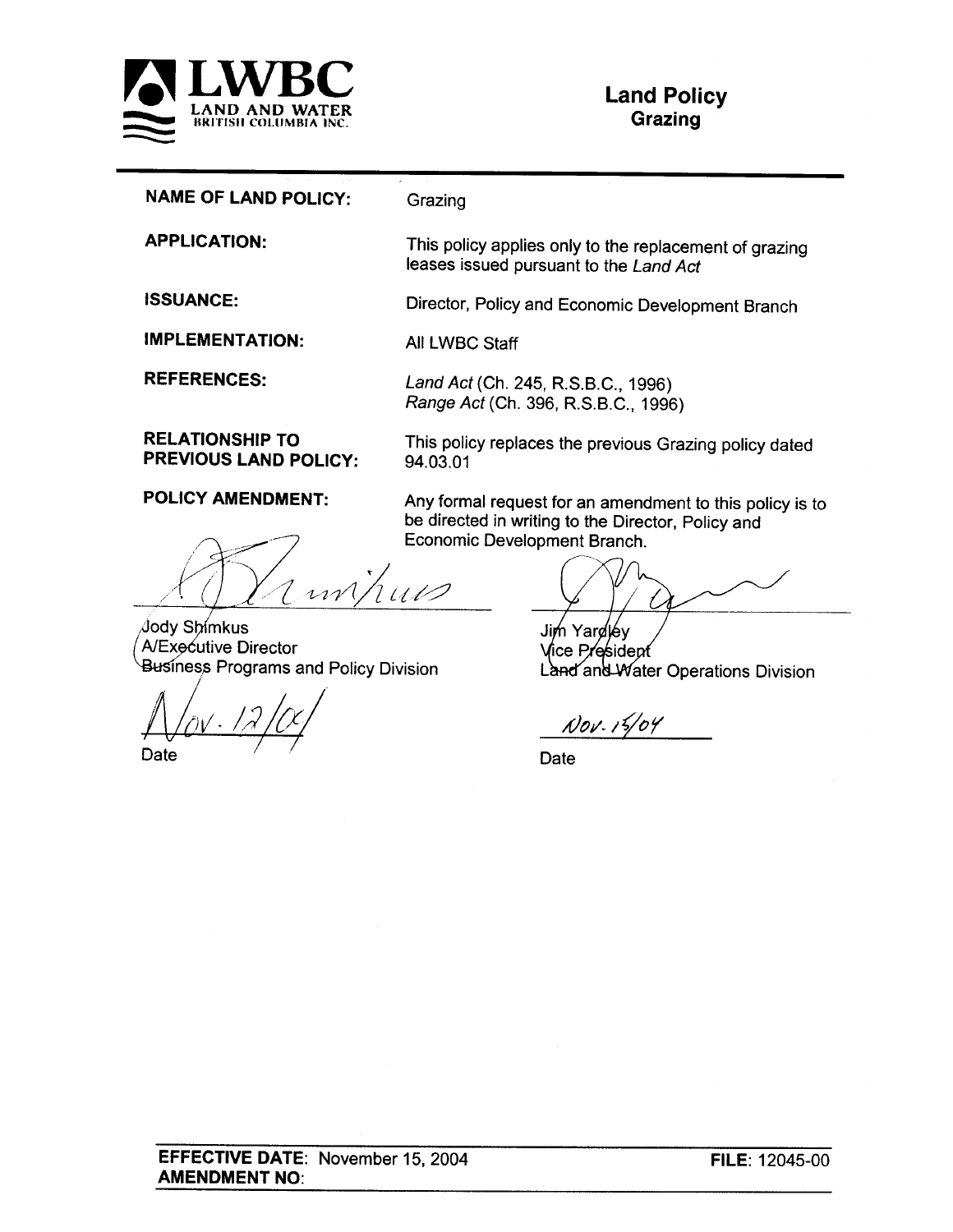**LWBC**
LAND AND WATER
BRITISH COLUMBIA INC.

# Land Policy
## Grazing

| | |
|---|---|
| **NAME OF LAND POLICY:** | Grazing |
| **APPLICATION:** | This policy applies only to the replacement of grazing leases issued pursuant to the *Land Act* |
| **ISSUANCE:** | Director, Policy and Economic Development Branch |
| **IMPLEMENTATION:** | All LWBC Staff |
| **REFERENCES:** | *Land Act* (Ch. 245, R.S.B.C., 1996)<br>*Range Act* (Ch. 396, R.S.B.C., 1996) |
| **RELATIONSHIP TO PREVIOUS LAND POLICY:** | This policy replaces the previous Grazing policy dated 94.03.01 |
| **POLICY AMENDMENT:** | Any formal request for an amendment to this policy is to be directed in writing to the Director, Policy and Economic Development Branch. |

Jody Shimkus
A/Executive Director
Business Programs and Policy Division

Nov. 12/04
Date

Jim Yardley
Vice President
Land and Water Operations Division

Nov. 15/04
Date

**EFFECTIVE DATE**: November 15, 2004
**AMENDMENT NO**:
**FILE**: 12045-00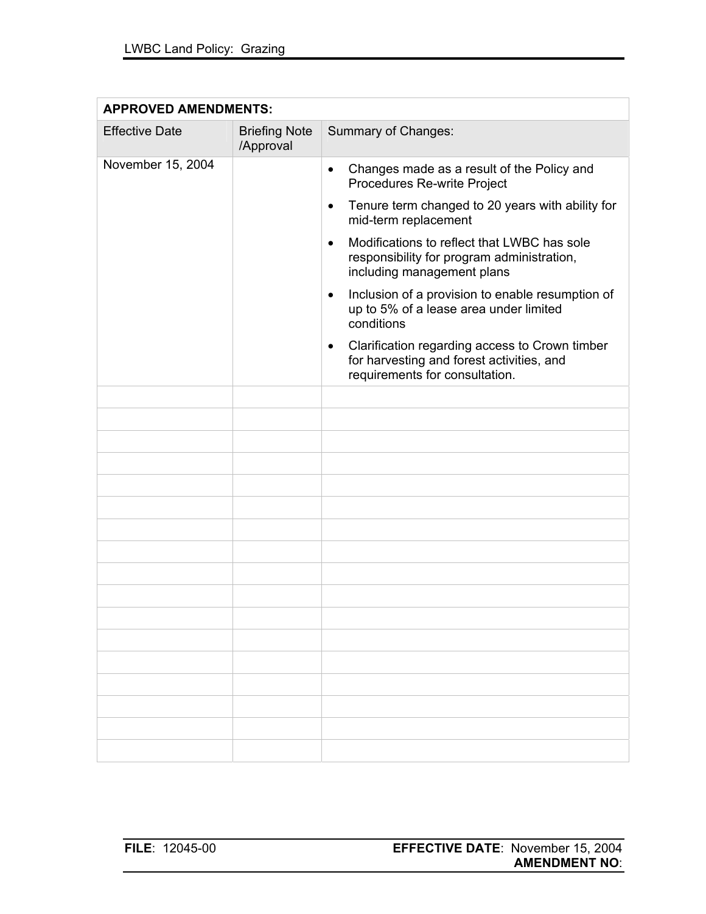| **APPROVED AMENDMENTS:** | | |
|---|---|---|
| Effective Date | Briefing Note /Approval | Summary of Changes: |
| November 15, 2004 | | • Changes made as a result of the Policy and Procedures Re-write Project<br>• Tenure term changed to 20 years with ability for mid-term replacement<br>• Modifications to reflect that LWBC has sole responsibility for program administration, including management plans<br>• Inclusion of a provision to enable resumption of up to 5% of a lease area under limited conditions<br>• Clarification regarding access to Crown timber for harvesting and forest activities, and requirements for consultation. |
| | | |
| | | |
| | | |
| | | |
| | | |
| | | |
| | | |
| | | |
| | | |
| | | |
| | | |
| | | |
| | | |
| | | |
| | | |
| | | |
| | | |

**FILE**: 12045-00

**EFFECTIVE DATE**: November 15, 2004
**AMENDMENT NO**: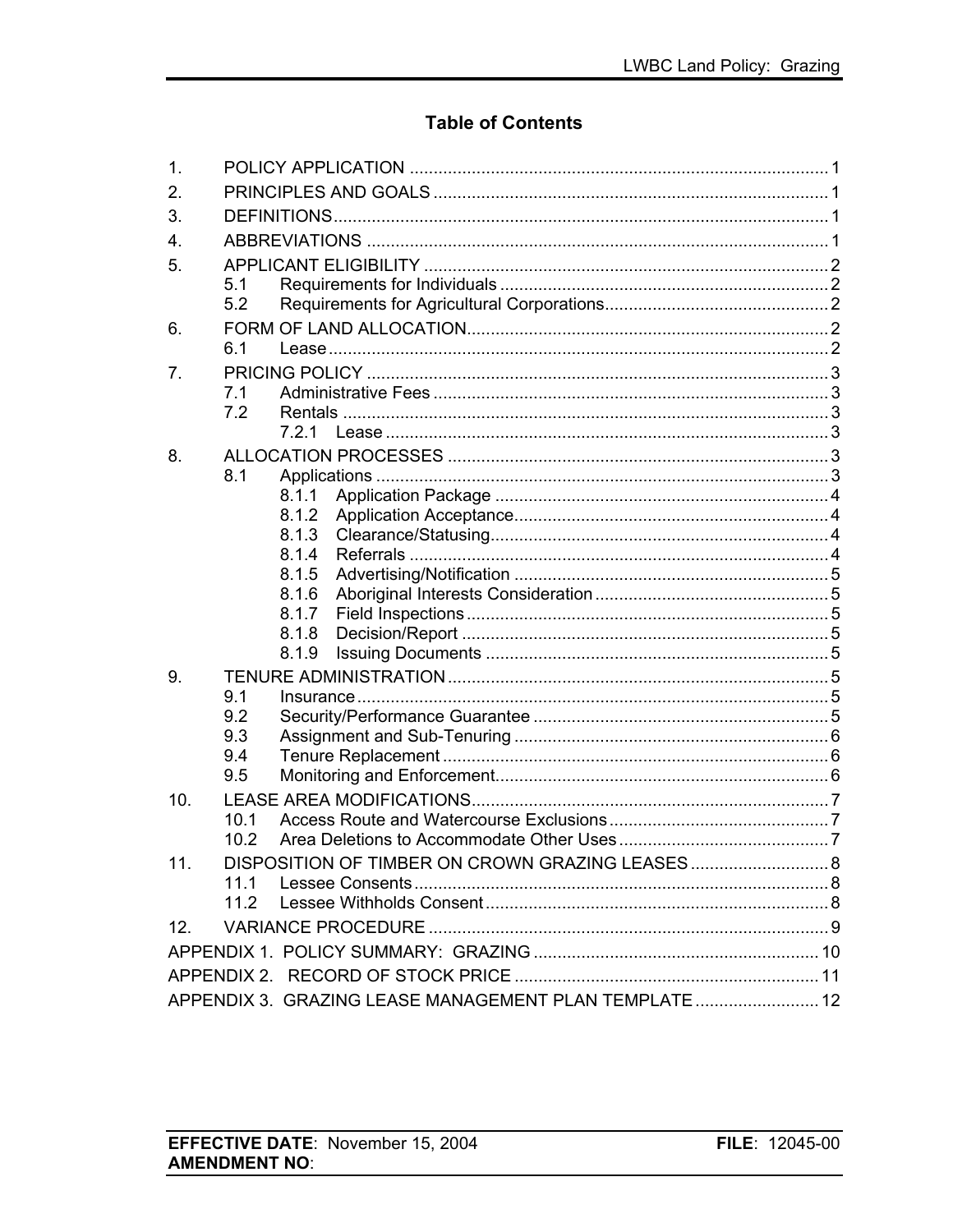# Table of Contents

1. POLICY APPLICATION ........................................................................................ 1
2. PRINCIPLES AND GOALS .................................................................................. 1
3. DEFINITIONS....................................................................................................... 1
4. ABBREVIATIONS ................................................................................................ 1
5. APPLICANT ELIGIBILITY .................................................................................... 2
   - 5.1 Requirements for Individuals .................................................................... 2
   - 5.2 Requirements for Agricultural Corporations............................................... 2
6. FORM OF LAND ALLOCATION............................................................................ 2
   - 6.1 Lease ......................................................................................................... 2
7. PRICING POLICY ................................................................................................ 3
   - 7.1 Administrative Fees .................................................................................. 3
   - 7.2 Rentals ...................................................................................................... 3
     - 7.2.1 Lease ............................................................................................. 3
8. ALLOCATION PROCESSES ................................................................................ 3
   - 8.1 Applications ............................................................................................... 3
     - 8.1.1 Application Package ...................................................................... 4
     - 8.1.2 Application Acceptance.................................................................. 4
     - 8.1.3 Clearance/Statusing....................................................................... 4
     - 8.1.4 Referrals ........................................................................................ 4
     - 8.1.5 Advertising/Notification .................................................................. 5
     - 8.1.6 Aboriginal Interests Consideration ................................................. 5
     - 8.1.7 Field Inspections ............................................................................ 5
     - 8.1.8 Decision/Report ............................................................................. 5
     - 8.1.9 Issuing Documents ........................................................................ 5
9. TENURE ADMINISTRATION ................................................................................ 5
   - 9.1 Insurance ................................................................................................... 5
   - 9.2 Security/Performance Guarantee .............................................................. 5
   - 9.3 Assignment and Sub-Tenuring .................................................................. 6
   - 9.4 Tenure Replacement ................................................................................. 6
   - 9.5 Monitoring and Enforcement...................................................................... 6
10. LEASE AREA MODIFICATIONS........................................................................... 7
    - 10.1 Access Route and Watercourse Exclusions .............................................. 7
    - 10.2 Area Deletions to Accommodate Other Uses ............................................ 7
11. DISPOSITION OF TIMBER ON CROWN GRAZING LEASES ............................. 8
    - 11.1 Lessee Consents ....................................................................................... 8
    - 11.2 Lessee Withholds Consent ........................................................................ 8
12. VARIANCE PROCEDURE .................................................................................... 9

APPENDIX 1. POLICY SUMMARY: GRAZING ............................................................ 10

APPENDIX 2. RECORD OF STOCK PRICE ................................................................ 11

APPENDIX 3. GRAZING LEASE MANAGEMENT PLAN TEMPLATE .......................... 12

**EFFECTIVE DATE**: November 15, 2004 **FILE**: 12045-00
**AMENDMENT NO**: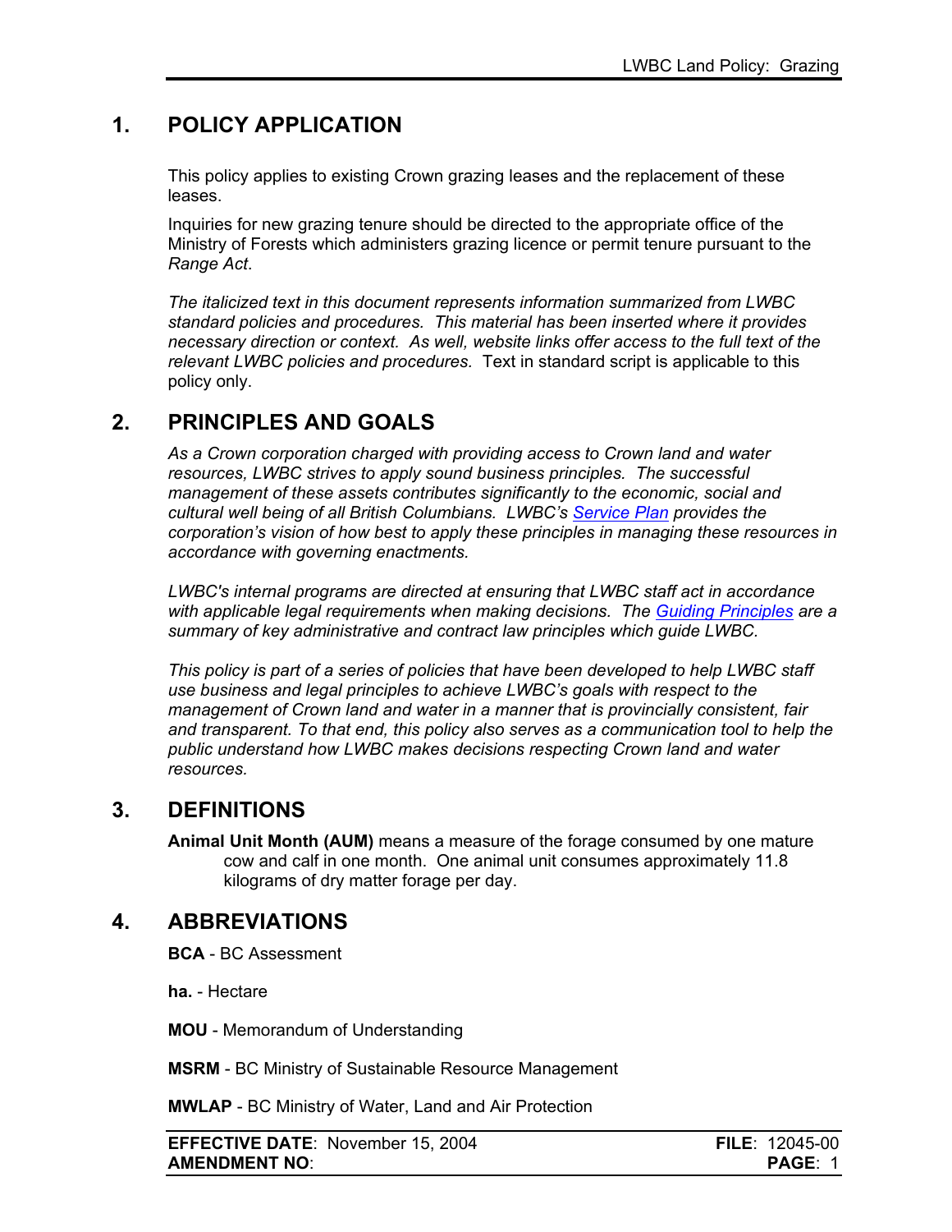## 1. POLICY APPLICATION

This policy applies to existing Crown grazing leases and the replacement of these leases.

Inquiries for new grazing tenure should be directed to the appropriate office of the Ministry of Forests which administers grazing licence or permit tenure pursuant to the *Range Act*.

*The italicized text in this document represents information summarized from LWBC standard policies and procedures. This material has been inserted where it provides necessary direction or context. As well, website links offer access to the full text of the relevant LWBC policies and procedures.* Text in standard script is applicable to this policy only.

## 2. PRINCIPLES AND GOALS

*As a Crown corporation charged with providing access to Crown land and water resources, LWBC strives to apply sound business principles. The successful management of these assets contributes significantly to the economic, social and cultural well being of all British Columbians. LWBC's Service Plan provides the corporation's vision of how best to apply these principles in managing these resources in accordance with governing enactments.*

*LWBC's internal programs are directed at ensuring that LWBC staff act in accordance with applicable legal requirements when making decisions. The Guiding Principles are a summary of key administrative and contract law principles which guide LWBC.*

*This policy is part of a series of policies that have been developed to help LWBC staff use business and legal principles to achieve LWBC's goals with respect to the management of Crown land and water in a manner that is provincially consistent, fair and transparent. To that end, this policy also serves as a communication tool to help the public understand how LWBC makes decisions respecting Crown land and water resources.*

## 3. DEFINITIONS

**Animal Unit Month (AUM)** means a measure of the forage consumed by one mature cow and calf in one month. One animal unit consumes approximately 11.8 kilograms of dry matter forage per day.

## 4. ABBREVIATIONS

**BCA** - BC Assessment

**ha.** - Hectare

**MOU** - Memorandum of Understanding

**MSRM** - BC Ministry of Sustainable Resource Management

**MWLAP** - BC Ministry of Water, Land and Air Protection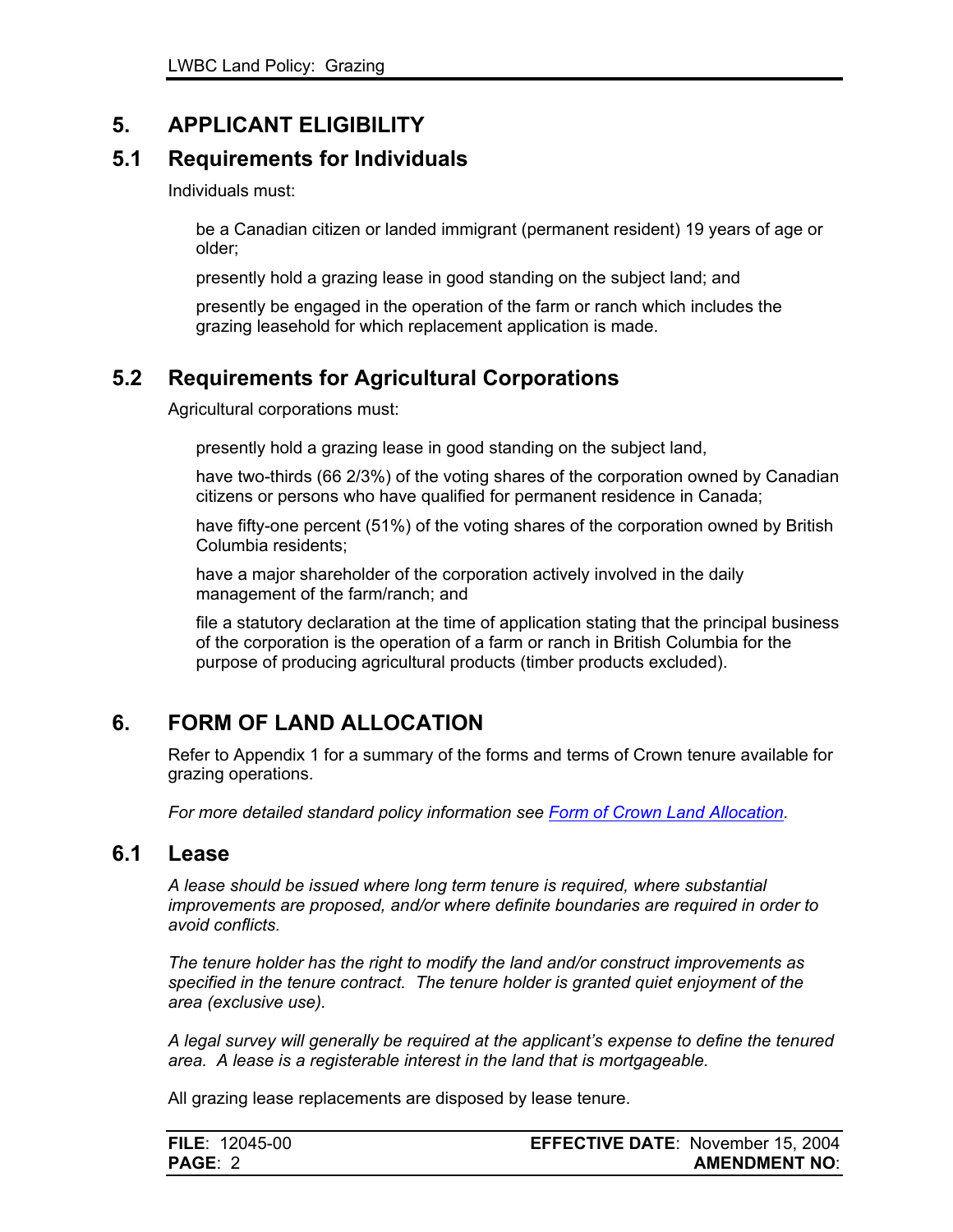# 5. APPLICANT ELIGIBILITY

## 5.1 Requirements for Individuals

Individuals must:

- be a Canadian citizen or landed immigrant (permanent resident) 19 years of age or older;
- presently hold a grazing lease in good standing on the subject land; and
- presently be engaged in the operation of the farm or ranch which includes the grazing leasehold for which replacement application is made.

## 5.2 Requirements for Agricultural Corporations

Agricultural corporations must:

- presently hold a grazing lease in good standing on the subject land,
- have two-thirds (66 2/3%) of the voting shares of the corporation owned by Canadian citizens or persons who have qualified for permanent residence in Canada;
- have fifty-one percent (51%) of the voting shares of the corporation owned by British Columbia residents;
- have a major shareholder of the corporation actively involved in the daily management of the farm/ranch; and
- file a statutory declaration at the time of application stating that the principal business of the corporation is the operation of a farm or ranch in British Columbia for the purpose of producing agricultural products (timber products excluded).

# 6. FORM OF LAND ALLOCATION

Refer to Appendix 1 for a summary of the forms and terms of Crown tenure available for grazing operations.

*For more detailed standard policy information see Form of Crown Land Allocation.*

## 6.1 Lease

*A lease should be issued where long term tenure is required, where substantial improvements are proposed, and/or where definite boundaries are required in order to avoid conflicts.*

*The tenure holder has the right to modify the land and/or construct improvements as specified in the tenure contract. The tenure holder is granted quiet enjoyment of the area (exclusive use).*

*A legal survey will generally be required at the applicant's expense to define the tenured area. A lease is a registerable interest in the land that is mortgageable.*

All grazing lease replacements are disposed by lease tenure.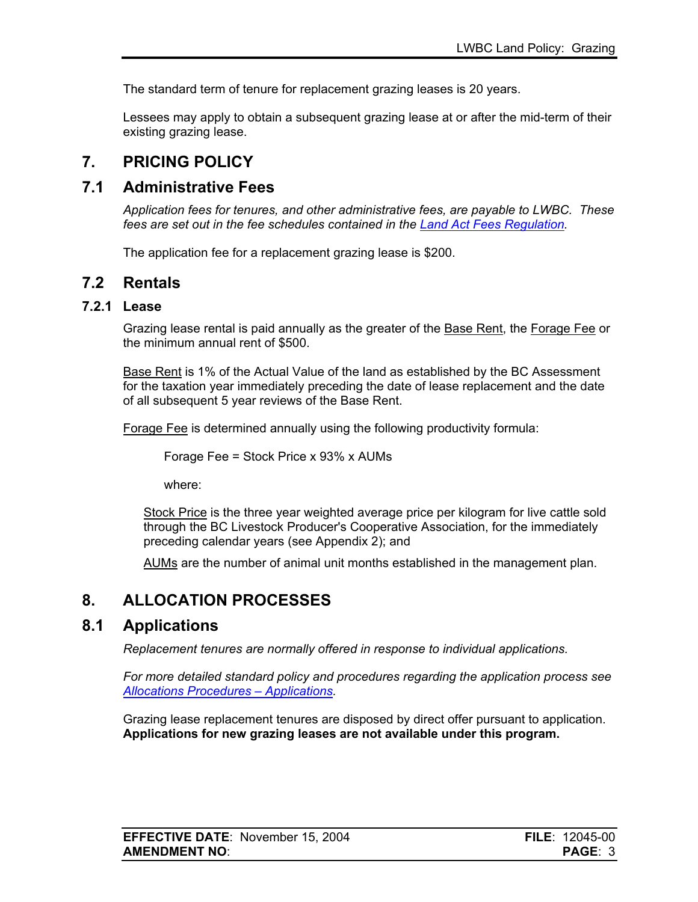The standard term of tenure for replacement grazing leases is 20 years.

Lessees may apply to obtain a subsequent grazing lease at or after the mid-term of their existing grazing lease.

# 7. PRICING POLICY

## 7.1 Administrative Fees

*Application fees for tenures, and other administrative fees, are payable to LWBC. These fees are set out in the fee schedules contained in the Land Act Fees Regulation.*

The application fee for a replacement grazing lease is $200.

## 7.2 Rentals

### 7.2.1 Lease

Grazing lease rental is paid annually as the greater of the Base Rent, the Forage Fee or the minimum annual rent of $500.

Base Rent is 1% of the Actual Value of the land as established by the BC Assessment for the taxation year immediately preceding the date of lease replacement and the date of all subsequent 5 year reviews of the Base Rent.

Forage Fee is determined annually using the following productivity formula:

Forage Fee = Stock Price x 93% x AUMs

where:

Stock Price is the three year weighted average price per kilogram for live cattle sold through the BC Livestock Producer's Cooperative Association, for the immediately preceding calendar years (see Appendix 2); and

AUMs are the number of animal unit months established in the management plan.

# 8. ALLOCATION PROCESSES

## 8.1 Applications

*Replacement tenures are normally offered in response to individual applications.*

*For more detailed standard policy and procedures regarding the application process see Allocations Procedures – Applications.*

Grazing lease replacement tenures are disposed by direct offer pursuant to application. **Applications for new grazing leases are not available under this program.**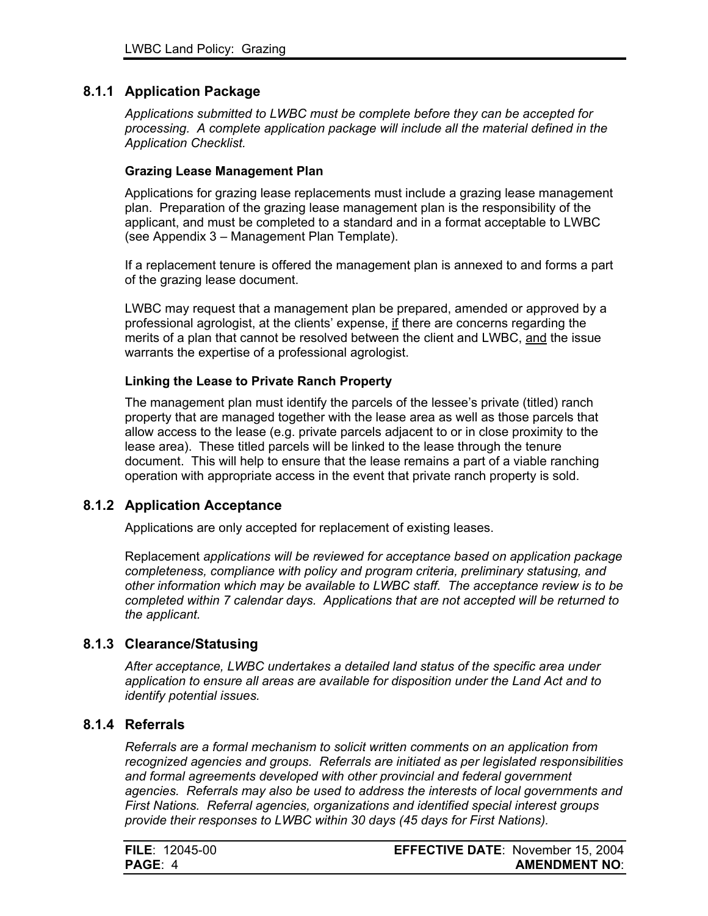### 8.1.1 Application Package

*Applications submitted to LWBC must be complete before they can be accepted for processing. A complete application package will include all the material defined in the Application Checklist.*

#### Grazing Lease Management Plan

Applications for grazing lease replacements must include a grazing lease management plan. Preparation of the grazing lease management plan is the responsibility of the applicant, and must be completed to a standard and in a format acceptable to LWBC (see Appendix 3 – Management Plan Template).

If a replacement tenure is offered the management plan is annexed to and forms a part of the grazing lease document.

LWBC may request that a management plan be prepared, amended or approved by a professional agrologist, at the clients' expense, <u>if</u> there are concerns regarding the merits of a plan that cannot be resolved between the client and LWBC, <u>and</u> the issue warrants the expertise of a professional agrologist.

#### Linking the Lease to Private Ranch Property

The management plan must identify the parcels of the lessee's private (titled) ranch property that are managed together with the lease area as well as those parcels that allow access to the lease (e.g. private parcels adjacent to or in close proximity to the lease area). These titled parcels will be linked to the lease through the tenure document. This will help to ensure that the lease remains a part of a viable ranching operation with appropriate access in the event that private ranch property is sold.

### 8.1.2 Application Acceptance

Applications are only accepted for replacement of existing leases.

Replacement *applications will be reviewed for acceptance based on application package completeness, compliance with policy and program criteria, preliminary statusing, and other information which may be available to LWBC staff. The acceptance review is to be completed within 7 calendar days. Applications that are not accepted will be returned to the applicant.*

### 8.1.3 Clearance/Statusing

*After acceptance, LWBC undertakes a detailed land status of the specific area under application to ensure all areas are available for disposition under the Land Act and to identify potential issues.*

### 8.1.4 Referrals

*Referrals are a formal mechanism to solicit written comments on an application from recognized agencies and groups. Referrals are initiated as per legislated responsibilities and formal agreements developed with other provincial and federal government agencies. Referrals may also be used to address the interests of local governments and First Nations. Referral agencies, organizations and identified special interest groups provide their responses to LWBC within 30 days (45 days for First Nations).*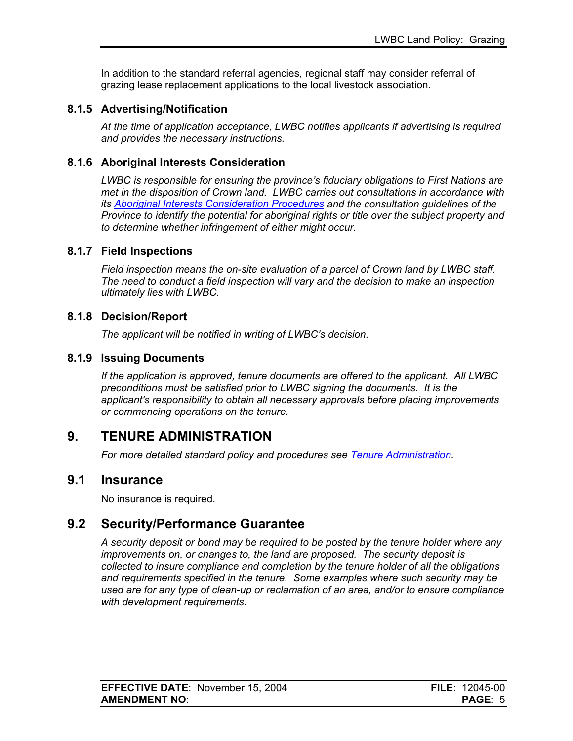In addition to the standard referral agencies, regional staff may consider referral of grazing lease replacement applications to the local livestock association.

### 8.1.5 Advertising/Notification

*At the time of application acceptance, LWBC notifies applicants if advertising is required and provides the necessary instructions.*

### 8.1.6 Aboriginal Interests Consideration

*LWBC is responsible for ensuring the province's fiduciary obligations to First Nations are met in the disposition of Crown land. LWBC carries out consultations in accordance with its Aboriginal Interests Consideration Procedures and the consultation guidelines of the Province to identify the potential for aboriginal rights or title over the subject property and to determine whether infringement of either might occur.*

### 8.1.7 Field Inspections

*Field inspection means the on-site evaluation of a parcel of Crown land by LWBC staff. The need to conduct a field inspection will vary and the decision to make an inspection ultimately lies with LWBC.*

### 8.1.8 Decision/Report

*The applicant will be notified in writing of LWBC's decision.*

### 8.1.9 Issuing Documents

*If the application is approved, tenure documents are offered to the applicant. All LWBC preconditions must be satisfied prior to LWBC signing the documents. It is the applicant's responsibility to obtain all necessary approvals before placing improvements or commencing operations on the tenure.*

# 9. TENURE ADMINISTRATION

*For more detailed standard policy and procedures see Tenure Administration.*

## 9.1 Insurance

No insurance is required.

## 9.2 Security/Performance Guarantee

*A security deposit or bond may be required to be posted by the tenure holder where any improvements on, or changes to, the land are proposed. The security deposit is collected to insure compliance and completion by the tenure holder of all the obligations and requirements specified in the tenure. Some examples where such security may be used are for any type of clean-up or reclamation of an area, and/or to ensure compliance with development requirements.*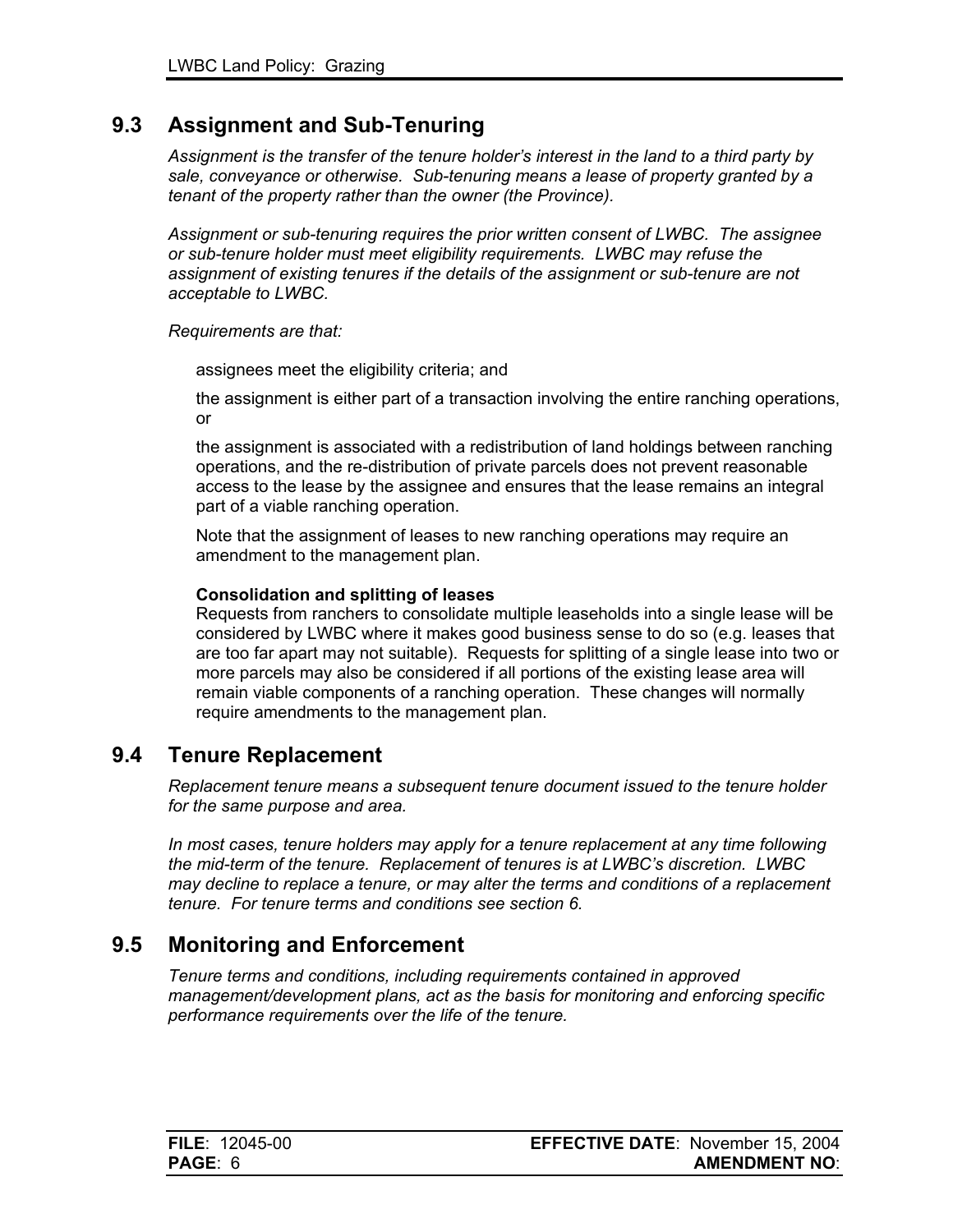## 9.3 Assignment and Sub-Tenuring

*Assignment is the transfer of the tenure holder's interest in the land to a third party by sale, conveyance or otherwise. Sub-tenuring means a lease of property granted by a tenant of the property rather than the owner (the Province).*

*Assignment or sub-tenuring requires the prior written consent of LWBC. The assignee or sub-tenure holder must meet eligibility requirements. LWBC may refuse the assignment of existing tenures if the details of the assignment or sub-tenure are not acceptable to LWBC.*

*Requirements are that:*

assignees meet the eligibility criteria; and

the assignment is either part of a transaction involving the entire ranching operations, or

the assignment is associated with a redistribution of land holdings between ranching operations, and the re-distribution of private parcels does not prevent reasonable access to the lease by the assignee and ensures that the lease remains an integral part of a viable ranching operation.

Note that the assignment of leases to new ranching operations may require an amendment to the management plan.

**Consolidation and splitting of leases**

Requests from ranchers to consolidate multiple leaseholds into a single lease will be considered by LWBC where it makes good business sense to do so (e.g. leases that are too far apart may not suitable). Requests for splitting of a single lease into two or more parcels may also be considered if all portions of the existing lease area will remain viable components of a ranching operation. These changes will normally require amendments to the management plan.

## 9.4 Tenure Replacement

*Replacement tenure means a subsequent tenure document issued to the tenure holder for the same purpose and area.*

*In most cases, tenure holders may apply for a tenure replacement at any time following the mid-term of the tenure. Replacement of tenures is at LWBC's discretion. LWBC may decline to replace a tenure, or may alter the terms and conditions of a replacement tenure. For tenure terms and conditions see section 6.*

## 9.5 Monitoring and Enforcement

*Tenure terms and conditions, including requirements contained in approved management/development plans, act as the basis for monitoring and enforcing specific performance requirements over the life of the tenure.*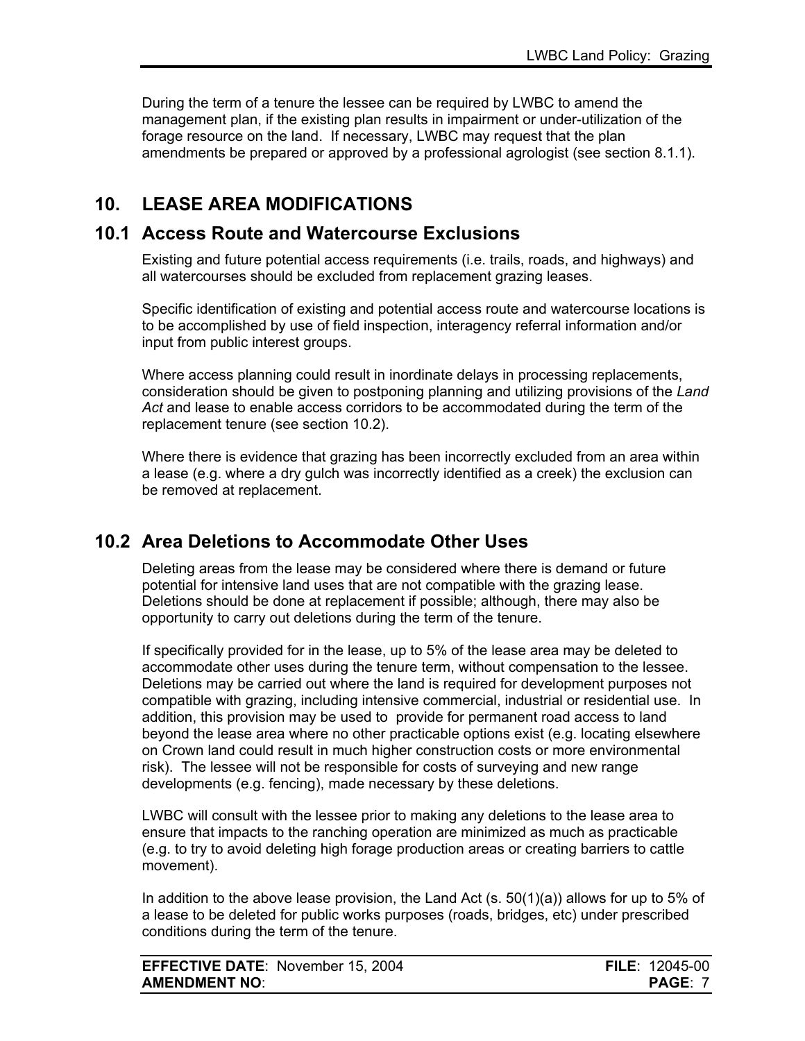During the term of a tenure the lessee can be required by LWBC to amend the management plan, if the existing plan results in impairment or under-utilization of the forage resource on the land. If necessary, LWBC may request that the plan amendments be prepared or approved by a professional agrologist (see section 8.1.1).

## 10. LEASE AREA MODIFICATIONS

### 10.1 Access Route and Watercourse Exclusions

Existing and future potential access requirements (i.e. trails, roads, and highways) and all watercourses should be excluded from replacement grazing leases.

Specific identification of existing and potential access route and watercourse locations is to be accomplished by use of field inspection, interagency referral information and/or input from public interest groups.

Where access planning could result in inordinate delays in processing replacements, consideration should be given to postponing planning and utilizing provisions of the *Land Act* and lease to enable access corridors to be accommodated during the term of the replacement tenure (see section 10.2).

Where there is evidence that grazing has been incorrectly excluded from an area within a lease (e.g. where a dry gulch was incorrectly identified as a creek) the exclusion can be removed at replacement.

### 10.2 Area Deletions to Accommodate Other Uses

Deleting areas from the lease may be considered where there is demand or future potential for intensive land uses that are not compatible with the grazing lease. Deletions should be done at replacement if possible; although, there may also be opportunity to carry out deletions during the term of the tenure.

If specifically provided for in the lease, up to 5% of the lease area may be deleted to accommodate other uses during the tenure term, without compensation to the lessee. Deletions may be carried out where the land is required for development purposes not compatible with grazing, including intensive commercial, industrial or residential use. In addition, this provision may be used to provide for permanent road access to land beyond the lease area where no other practicable options exist (e.g. locating elsewhere on Crown land could result in much higher construction costs or more environmental risk). The lessee will not be responsible for costs of surveying and new range developments (e.g. fencing), made necessary by these deletions.

LWBC will consult with the lessee prior to making any deletions to the lease area to ensure that impacts to the ranching operation are minimized as much as practicable (e.g. to try to avoid deleting high forage production areas or creating barriers to cattle movement).

In addition to the above lease provision, the Land Act (s. 50(1)(a)) allows for up to 5% of a lease to be deleted for public works purposes (roads, bridges, etc) under prescribed conditions during the term of the tenure.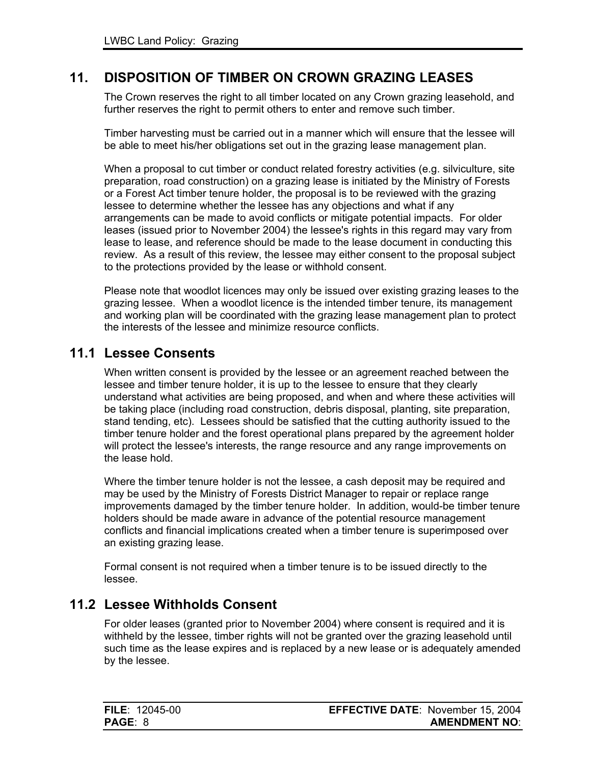## 11. DISPOSITION OF TIMBER ON CROWN GRAZING LEASES

The Crown reserves the right to all timber located on any Crown grazing leasehold, and further reserves the right to permit others to enter and remove such timber.

Timber harvesting must be carried out in a manner which will ensure that the lessee will be able to meet his/her obligations set out in the grazing lease management plan.

When a proposal to cut timber or conduct related forestry activities (e.g. silviculture, site preparation, road construction) on a grazing lease is initiated by the Ministry of Forests or a Forest Act timber tenure holder, the proposal is to be reviewed with the grazing lessee to determine whether the lessee has any objections and what if any arrangements can be made to avoid conflicts or mitigate potential impacts. For older leases (issued prior to November 2004) the lessee's rights in this regard may vary from lease to lease, and reference should be made to the lease document in conducting this review. As a result of this review, the lessee may either consent to the proposal subject to the protections provided by the lease or withhold consent.

Please note that woodlot licences may only be issued over existing grazing leases to the grazing lessee. When a woodlot licence is the intended timber tenure, its management and working plan will be coordinated with the grazing lease management plan to protect the interests of the lessee and minimize resource conflicts.

### 11.1 Lessee Consents

When written consent is provided by the lessee or an agreement reached between the lessee and timber tenure holder, it is up to the lessee to ensure that they clearly understand what activities are being proposed, and when and where these activities will be taking place (including road construction, debris disposal, planting, site preparation, stand tending, etc). Lessees should be satisfied that the cutting authority issued to the timber tenure holder and the forest operational plans prepared by the agreement holder will protect the lessee's interests, the range resource and any range improvements on the lease hold.

Where the timber tenure holder is not the lessee, a cash deposit may be required and may be used by the Ministry of Forests District Manager to repair or replace range improvements damaged by the timber tenure holder. In addition, would-be timber tenure holders should be made aware in advance of the potential resource management conflicts and financial implications created when a timber tenure is superimposed over an existing grazing lease.

Formal consent is not required when a timber tenure is to be issued directly to the lessee.

### 11.2 Lessee Withholds Consent

For older leases (granted prior to November 2004) where consent is required and it is withheld by the lessee, timber rights will not be granted over the grazing leasehold until such time as the lease expires and is replaced by a new lease or is adequately amended by the lessee.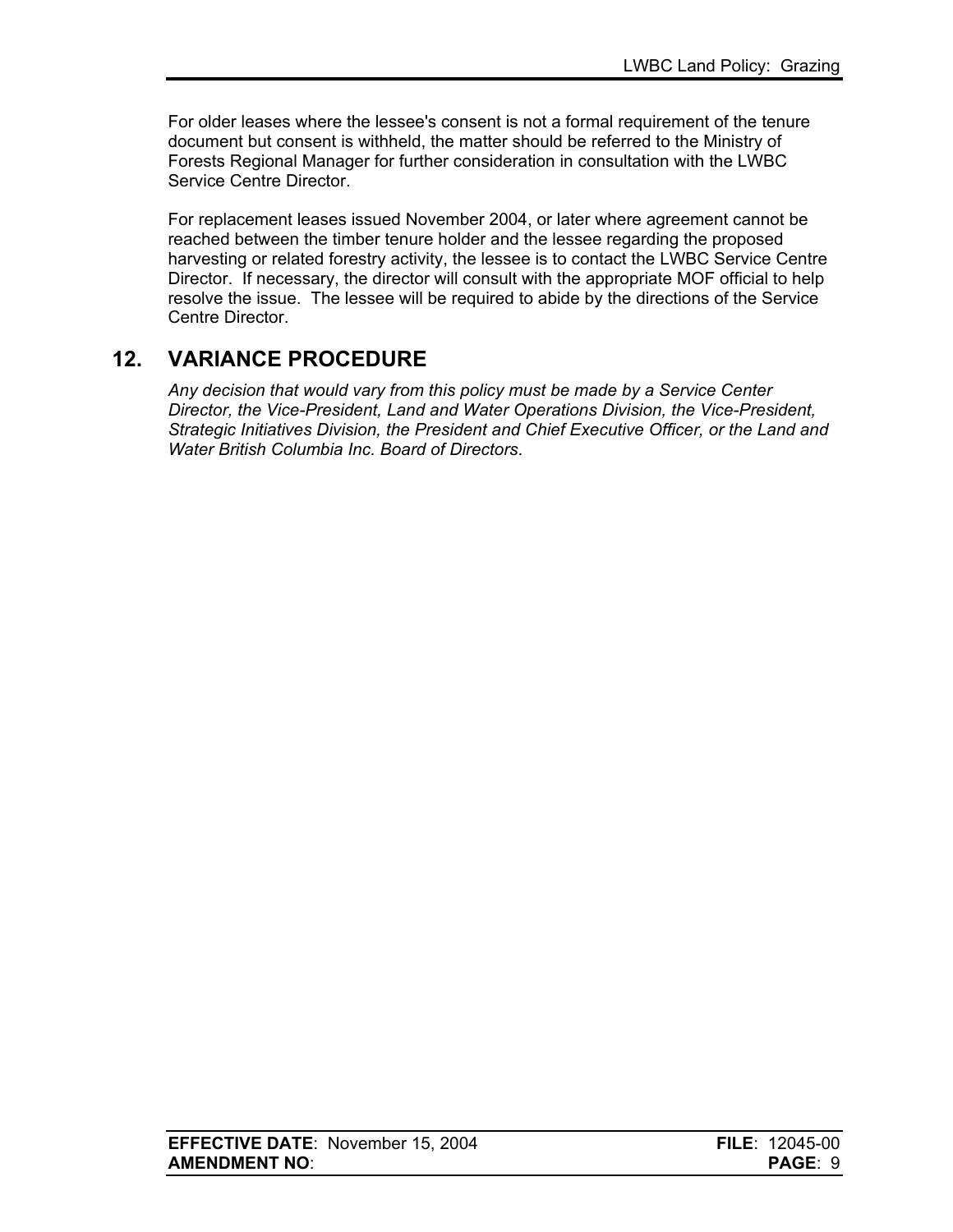For older leases where the lessee's consent is not a formal requirement of the tenure document but consent is withheld, the matter should be referred to the Ministry of Forests Regional Manager for further consideration in consultation with the LWBC Service Centre Director.

For replacement leases issued November 2004, or later where agreement cannot be reached between the timber tenure holder and the lessee regarding the proposed harvesting or related forestry activity, the lessee is to contact the LWBC Service Centre Director. If necessary, the director will consult with the appropriate MOF official to help resolve the issue. The lessee will be required to abide by the directions of the Service Centre Director.

## 12. VARIANCE PROCEDURE

*Any decision that would vary from this policy must be made by a Service Center Director, the Vice-President, Land and Water Operations Division, the Vice-President, Strategic Initiatives Division, the President and Chief Executive Officer, or the Land and Water British Columbia Inc. Board of Directors*.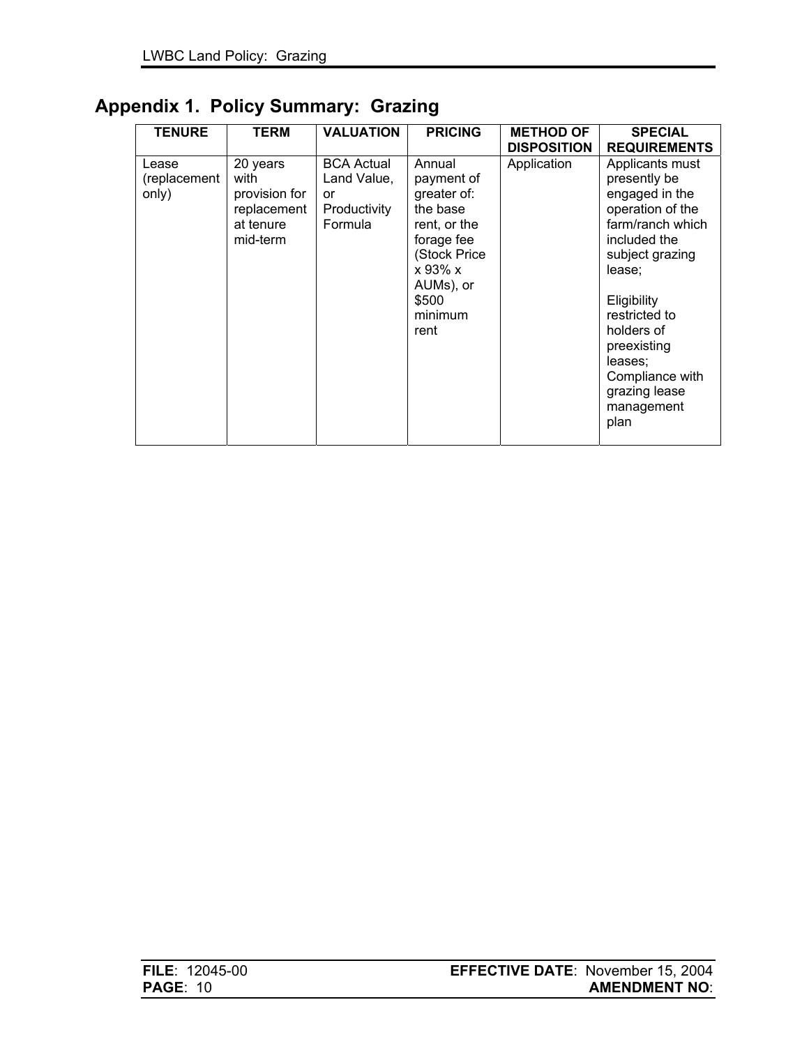# Appendix 1. Policy Summary: Grazing

| TENURE | TERM | VALUATION | PRICING | METHOD OF DISPOSITION | SPECIAL REQUIREMENTS |
|---|---|---|---|---|---|
| Lease (replacement only) | 20 years with provision for replacement at tenure mid-term | BCA Actual Land Value, or Productivity Formula | Annual payment of greater of: the base rent, or the forage fee (Stock Price x 93% x AUMs), or $500 minimum rent | Application | Applicants must presently be engaged in the operation of the farm/ranch which included the subject grazing lease;<br><br>Eligibility restricted to holders of preexisting leases;<br>Compliance with grazing lease management plan |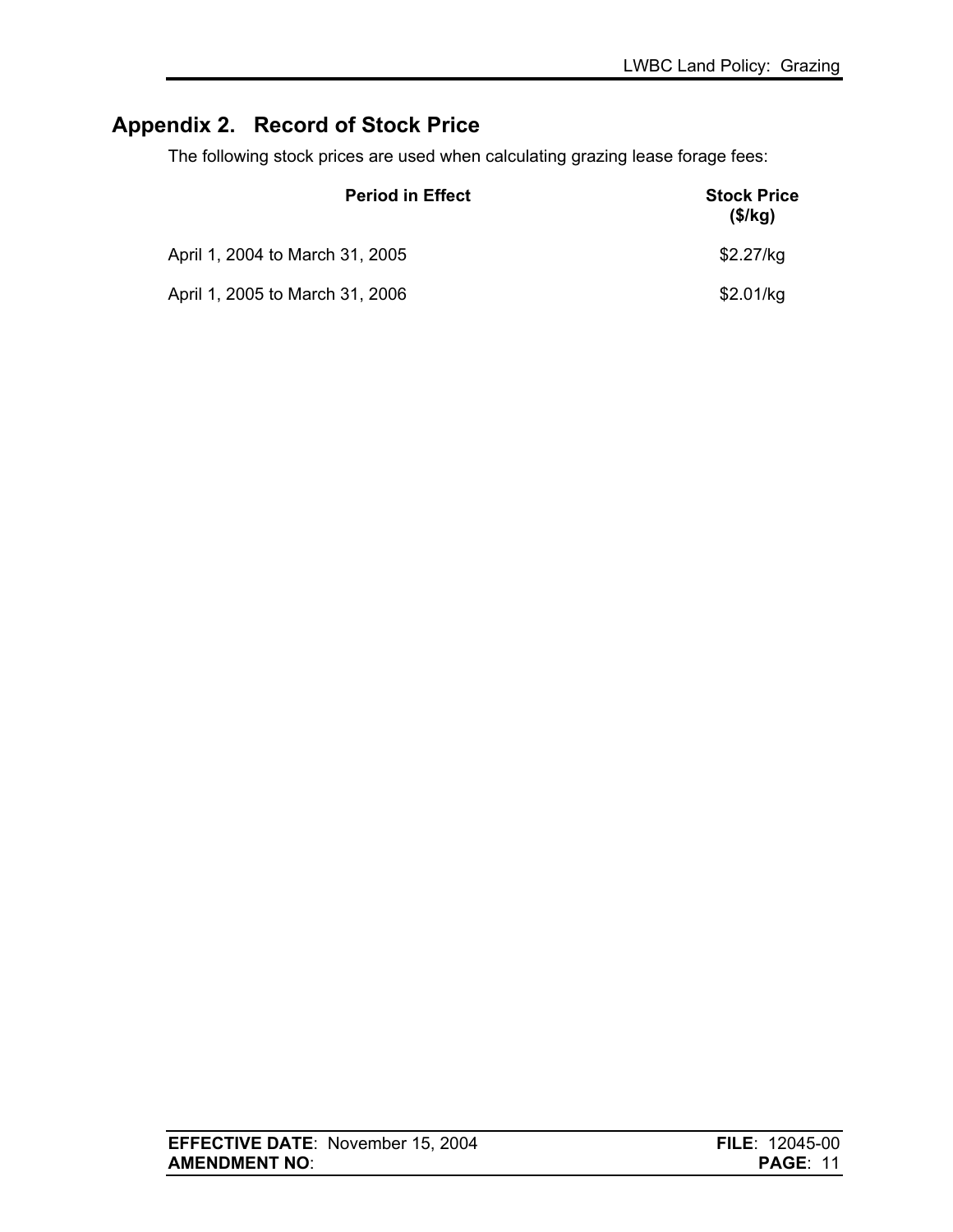## Appendix 2. Record of Stock Price

The following stock prices are used when calculating grazing lease forage fees:

| Period in Effect | Stock Price ($/kg) |
|---|---|
| April 1, 2004 to March 31, 2005 | $2.27/kg |
| April 1, 2005 to March 31, 2006 | $2.01/kg |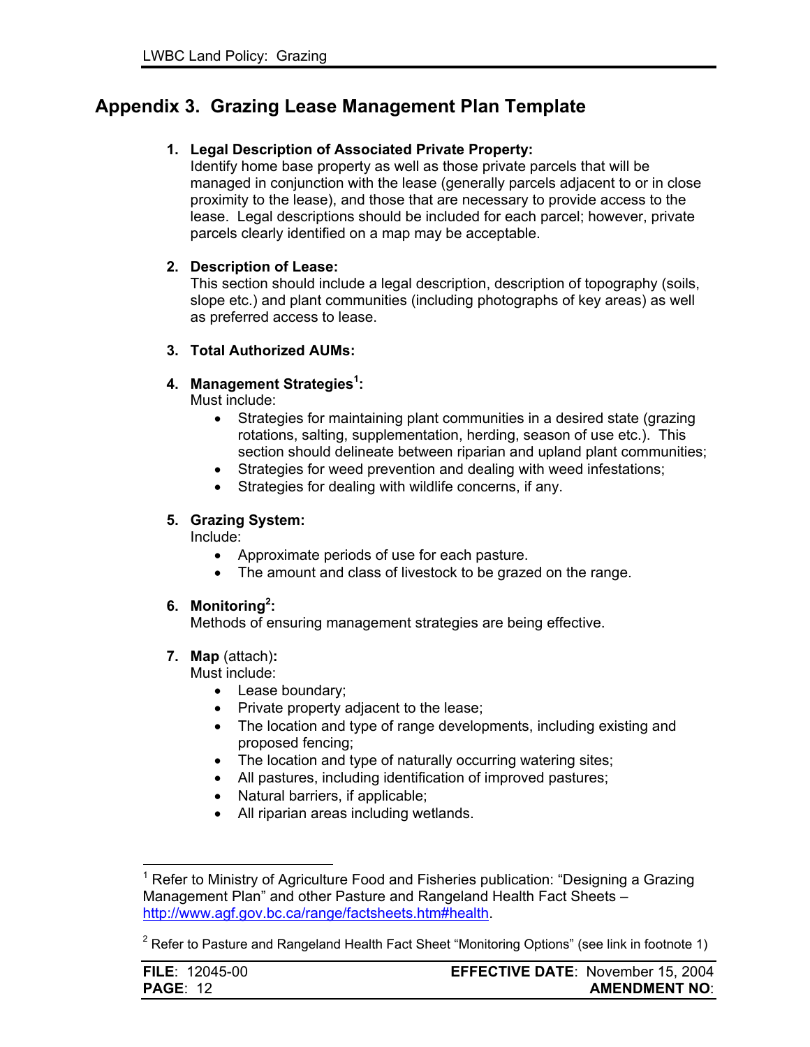## Appendix 3. Grazing Lease Management Plan Template

1. **Legal Description of Associated Private Property:**
   Identify home base property as well as those private parcels that will be managed in conjunction with the lease (generally parcels adjacent to or in close proximity to the lease), and those that are necessary to provide access to the lease. Legal descriptions should be included for each parcel; however, private parcels clearly identified on a map may be acceptable.

2. **Description of Lease:**
   This section should include a legal description, description of topography (soils, slope etc.) and plant communities (including photographs of key areas) as well as preferred access to lease.

3. **Total Authorized AUMs:**

4. **Management Strategies[1]:**
   Must include:
   - Strategies for maintaining plant communities in a desired state (grazing rotations, salting, supplementation, herding, season of use etc.). This section should delineate between riparian and upland plant communities;
   - Strategies for weed prevention and dealing with weed infestations;
   - Strategies for dealing with wildlife concerns, if any.

5. **Grazing System:**
   Include:
   - Approximate periods of use for each pasture.
   - The amount and class of livestock to be grazed on the range.

6. **Monitoring[2]:**
   Methods of ensuring management strategies are being effective.

7. **Map** (attach)**:**
   Must include:
   - Lease boundary;
   - Private property adjacent to the lease;
   - The location and type of range developments, including existing and proposed fencing;
   - The location and type of naturally occurring watering sites;
   - All pastures, including identification of improved pastures;
   - Natural barriers, if applicable;
   - All riparian areas including wetlands.

---

[1] Refer to Ministry of Agriculture Food and Fisheries publication: "Designing a Grazing Management Plan" and other Pasture and Rangeland Health Fact Sheets – http://www.agf.gov.bc.ca/range/factsheets.htm#health.

[2] Refer to Pasture and Rangeland Health Fact Sheet "Monitoring Options" (see link in footnote 1)